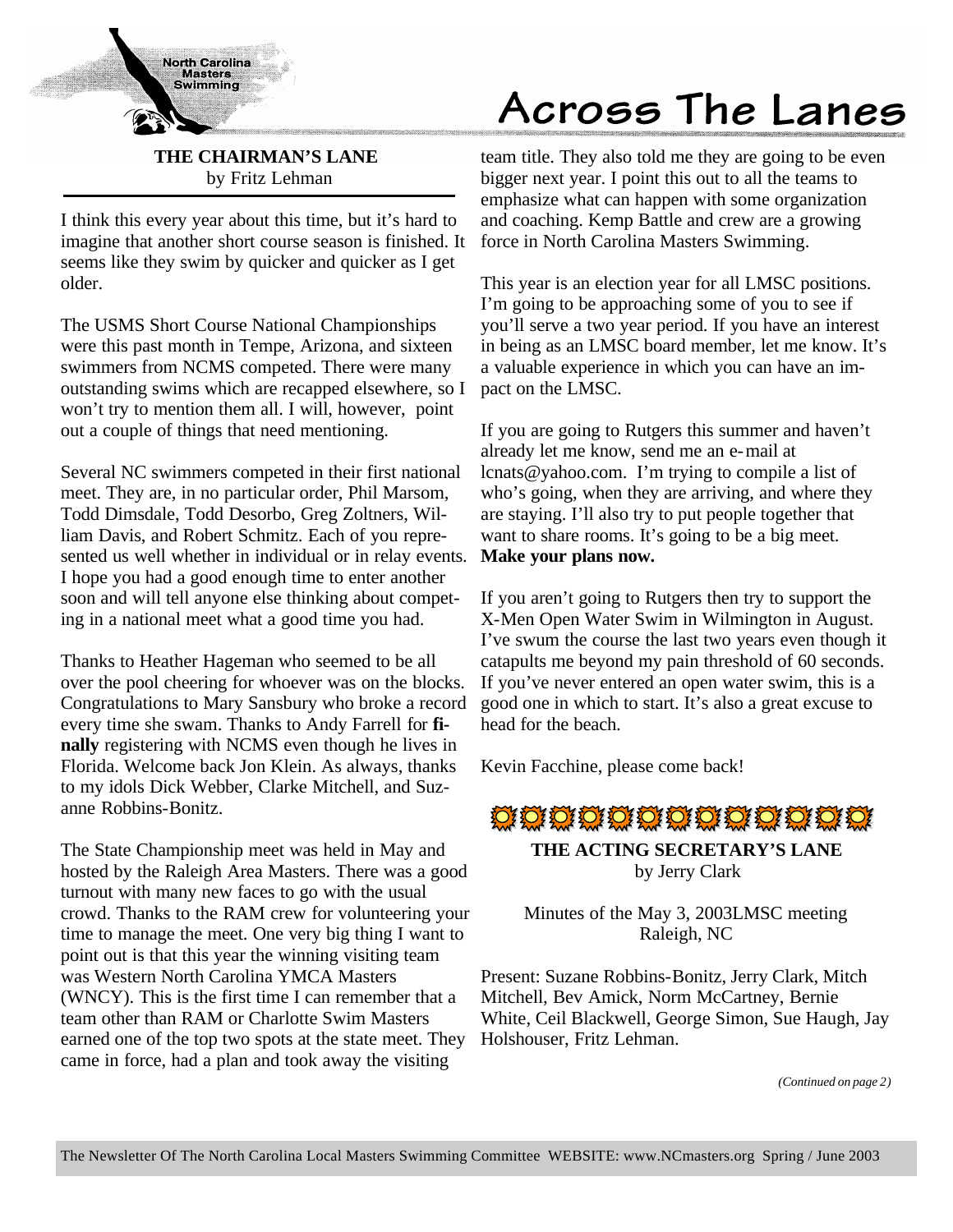North Carolina Masters Swimming

# Across The Lanes

## THE CHAIRMAN'S LANE

by Fritz Lehman

I think this every year about this time, but it's hard to imagine that another short course season is finished. It seems like they swim by quicker and quicker as I get older.

The USMS Short Course National Championships were this past month in Tempe, Arizona, and sixteen swimmers from NCMS competed. There were many outstanding swims which are recapped elsewhere, so I won't try to mention them all. I will, however, point out a couple of things that need mentioning.

Several NC swimmers competed in their first national meet. They are, in no particular order, Phil Marsom, Todd Dimsdale, Todd Desorbo, Greg Zoltners, William Davis, and Robert Schmitz. Each of you represented us well whether in individual or in relay events. I hope you had a good enough time to enter another soon and will tell anyone else thinking about competing in a national meet what a good time you had.

Thanks to Heather Hageman who seemed to be all over the pool cheering for whoever was on the blocks. Congratulations to Mary Sansbury who broke a record every time she swam. Thanks to Andy Farrell for **finally** registering with NCMS even though he lives in Florida. Welcome back Jon Klein. As always, thanks to my idols Dick Webber, Clarke Mitchell, and Suzanne Robbins-Bonitz.

The State Championship meet was held in May and hosted by the Raleigh Area Masters. There was a good turnout with many new faces to go with the usual crowd. Thanks to the RAM crew for volunteering your time to manage the meet. One very big thing I want to point out is that this year the winning visiting team was Western North Carolina YMCA Masters (WNCY). This is the first time I can remember that a team other than RAM or Charlotte Swim Masters earned one of the top two spots at the state meet. They came in force, had a plan and took away the visiting team title. They also told me they are going to be even bigger next year. I point this out to all the teams to emphasize what can happen with some organization and coaching. Kemp Battle and crew are a growing force in North Carolina Masters Swimming.

This year is an election year for all LMSC positions. I'm going to be approaching some of you to see if you'll serve a two year period. If you have an interest in being as an LMSC board member, let me know. It's a valuable experience in which you can have an impact on the LMSC.

If you are going to Rutgers this summer and haven't already let me know, send me an e-mail at lcnats@yahoo.com. I'm trying to compile a list of who's going, when they are arriving, and where they are staying. I'll also try to put people together that want to share rooms. It's going to be a big meet. **Make your plans now.**

If you aren't going to Rutgers then try to support the X-Men Open Water Swim in Wilmington in August. I've swum the course the last two years even though it catapults me beyond my pain threshold of 60 seconds. If you've never entered an open water swim, this is a good one in which to start. It's also a great excuse to head for the beach.

Kevin Facchine, please come back!

## THE ACTING SECRETARY'S LANE

by Jerry Clark

Minutes of the May 3, 2003LMSC meeting
Raleigh, NC

Present: Suzane Robbins-Bonitz, Jerry Clark, Mitch Mitchell, Bev Amick, Norm McCartney, Bernie White, Ceil Blackwell, George Simon, Sue Haugh, Jay Holshouser, Fritz Lehman.

*(Continued on page 2)*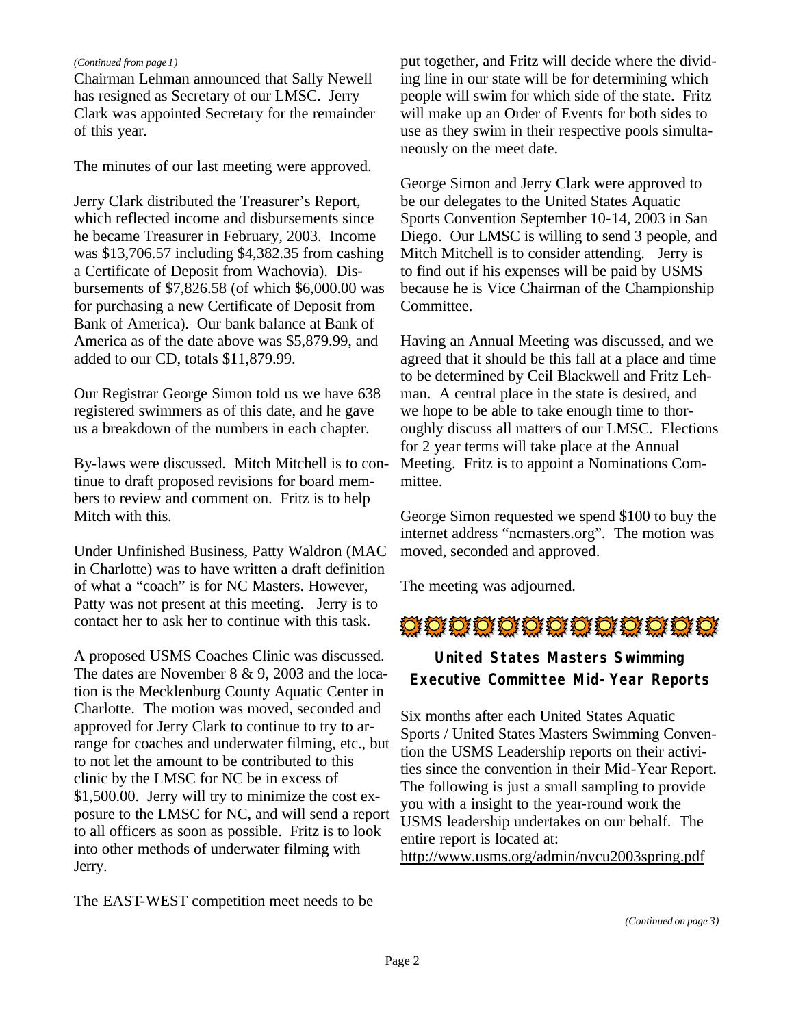*(Continued from page 1)*

Chairman Lehman announced that Sally Newell has resigned as Secretary of our LMSC. Jerry Clark was appointed Secretary for the remainder of this year.

The minutes of our last meeting were approved.

Jerry Clark distributed the Treasurer's Report, which reflected income and disbursements since he became Treasurer in February, 2003. Income was $13,706.57 including $4,382.35 from cashing a Certificate of Deposit from Wachovia). Disbursements of $7,826.58 (of which $6,000.00 was for purchasing a new Certificate of Deposit from Bank of America). Our bank balance at Bank of America as of the date above was $5,879.99, and added to our CD, totals $11,879.99.

Our Registrar George Simon told us we have 638 registered swimmers as of this date, and he gave us a breakdown of the numbers in each chapter.

By-laws were discussed. Mitch Mitchell is to continue to draft proposed revisions for board members to review and comment on. Fritz is to help Mitch with this.

Under Unfinished Business, Patty Waldron (MAC in Charlotte) was to have written a draft definition of what a "coach" is for NC Masters. However, Patty was not present at this meeting. Jerry is to contact her to ask her to continue with this task.

A proposed USMS Coaches Clinic was discussed. The dates are November 8 & 9, 2003 and the location is the Mecklenburg County Aquatic Center in Charlotte. The motion was moved, seconded and approved for Jerry Clark to continue to try to arrange for coaches and underwater filming, etc., but to not let the amount to be contributed to this clinic by the LMSC for NC be in excess of $1,500.00. Jerry will try to minimize the cost exposure to the LMSC for NC, and will send a report to all officers as soon as possible. Fritz is to look into other methods of underwater filming with Jerry.

The EAST-WEST competition meet needs to be put together, and Fritz will decide where the dividing line in our state will be for determining which people will swim for which side of the state. Fritz will make up an Order of Events for both sides to use as they swim in their respective pools simultaneously on the meet date.

George Simon and Jerry Clark were approved to be our delegates to the United States Aquatic Sports Convention September 10-14, 2003 in San Diego. Our LMSC is willing to send 3 people, and Mitch Mitchell is to consider attending. Jerry is to find out if his expenses will be paid by USMS because he is Vice Chairman of the Championship Committee.

Having an Annual Meeting was discussed, and we agreed that it should be this fall at a place and time to be determined by Ceil Blackwell and Fritz Lehman. A central place in the state is desired, and we hope to be able to take enough time to thoroughly discuss all matters of our LMSC. Elections for 2 year terms will take place at the Annual Meeting. Fritz is to appoint a Nominations Committee.

George Simon requested we spend $100 to buy the internet address "ncmasters.org". The motion was moved, seconded and approved.

The meeting was adjourned.

## United States Masters Swimming Executive Committee Mid-Year Reports

Six months after each United States Aquatic Sports / United States Masters Swimming Convention the USMS Leadership reports on their activities since the convention in their Mid-Year Report. The following is just a small sampling to provide you with a insight to the year-round work the USMS leadership undertakes on our behalf. The entire report is located at:
http://www.usms.org/admin/nycu2003spring.pdf

*(Continued on page 3)*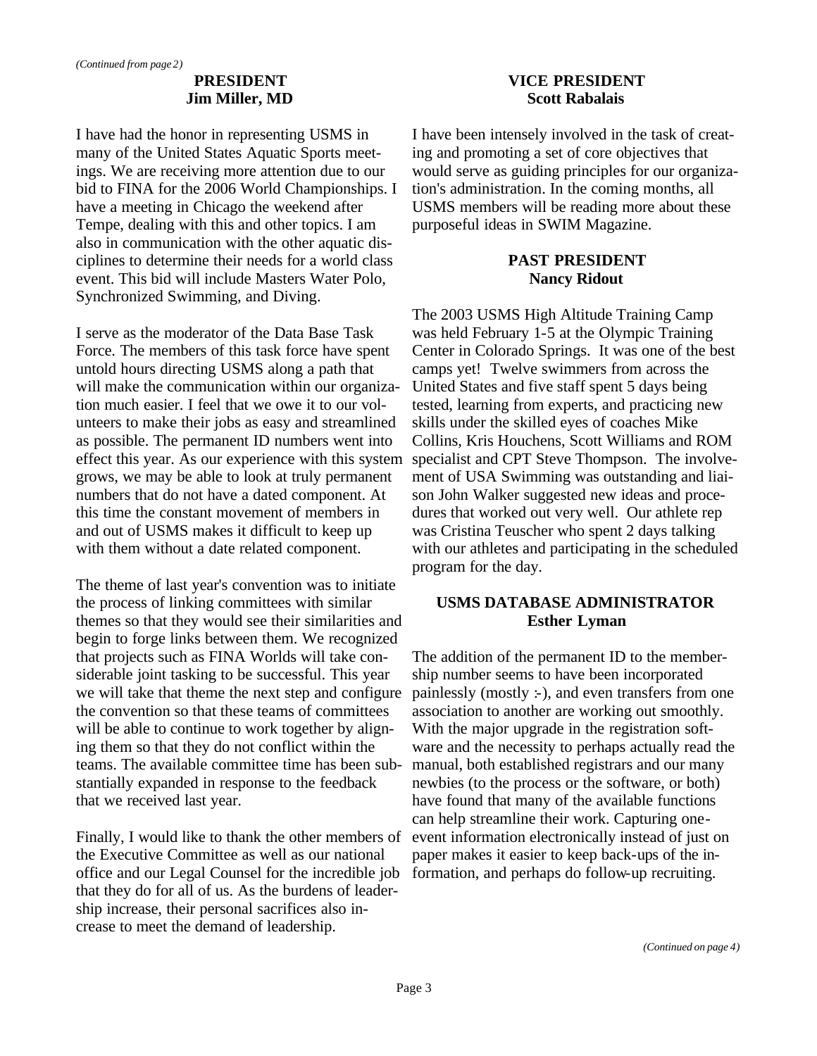*(Continued from page 2)*

## PRESIDENT
## Jim Miller, MD

I have had the honor in representing USMS in many of the United States Aquatic Sports meetings. We are receiving more attention due to our bid to FINA for the 2006 World Championships. I have a meeting in Chicago the weekend after Tempe, dealing with this and other topics. I am also in communication with the other aquatic disciplines to determine their needs for a world class event. This bid will include Masters Water Polo, Synchronized Swimming, and Diving.

I serve as the moderator of the Data Base Task Force. The members of this task force have spent untold hours directing USMS along a path that will make the communication within our organization much easier. I feel that we owe it to our volunteers to make their jobs as easy and streamlined as possible. The permanent ID numbers went into effect this year. As our experience with this system grows, we may be able to look at truly permanent numbers that do not have a dated component. At this time the constant movement of members in and out of USMS makes it difficult to keep up with them without a date related component.

The theme of last year's convention was to initiate the process of linking committees with similar themes so that they would see their similarities and begin to forge links between them. We recognized that projects such as FINA Worlds will take considerable joint tasking to be successful. This year we will take that theme the next step and configure the convention so that these teams of committees will be able to continue to work together by aligning them so that they do not conflict within the teams. The available committee time has been substantially expanded in response to the feedback that we received last year.

Finally, I would like to thank the other members of the Executive Committee as well as our national office and our Legal Counsel for the incredible job that they do for all of us. As the burdens of leadership increase, their personal sacrifices also increase to meet the demand of leadership.

## VICE PRESIDENT
## Scott Rabalais

I have been intensely involved in the task of creating and promoting a set of core objectives that would serve as guiding principles for our organization's administration. In the coming months, all USMS members will be reading more about these purposeful ideas in SWIM Magazine.

## PAST PRESIDENT
## Nancy Ridout

The 2003 USMS High Altitude Training Camp was held February 1-5 at the Olympic Training Center in Colorado Springs. It was one of the best camps yet! Twelve swimmers from across the United States and five staff spent 5 days being tested, learning from experts, and practicing new skills under the skilled eyes of coaches Mike Collins, Kris Houchens, Scott Williams and ROM specialist and CPT Steve Thompson. The involvement of USA Swimming was outstanding and liaison John Walker suggested new ideas and procedures that worked out very well. Our athlete rep was Cristina Teuscher who spent 2 days talking with our athletes and participating in the scheduled program for the day.

## USMS DATABASE ADMINISTRATOR
## Esther Lyman

The addition of the permanent ID to the membership number seems to have been incorporated painlessly (mostly :-), and even transfers from one association to another are working out smoothly. With the major upgrade in the registration software and the necessity to perhaps actually read the manual, both established registrars and our many newbies (to the process or the software, or both) have found that many of the available functions can help streamline their work. Capturing one-event information electronically instead of just on paper makes it easier to keep back-ups of the information, and perhaps do follow-up recruiting.

*(Continued on page 4)*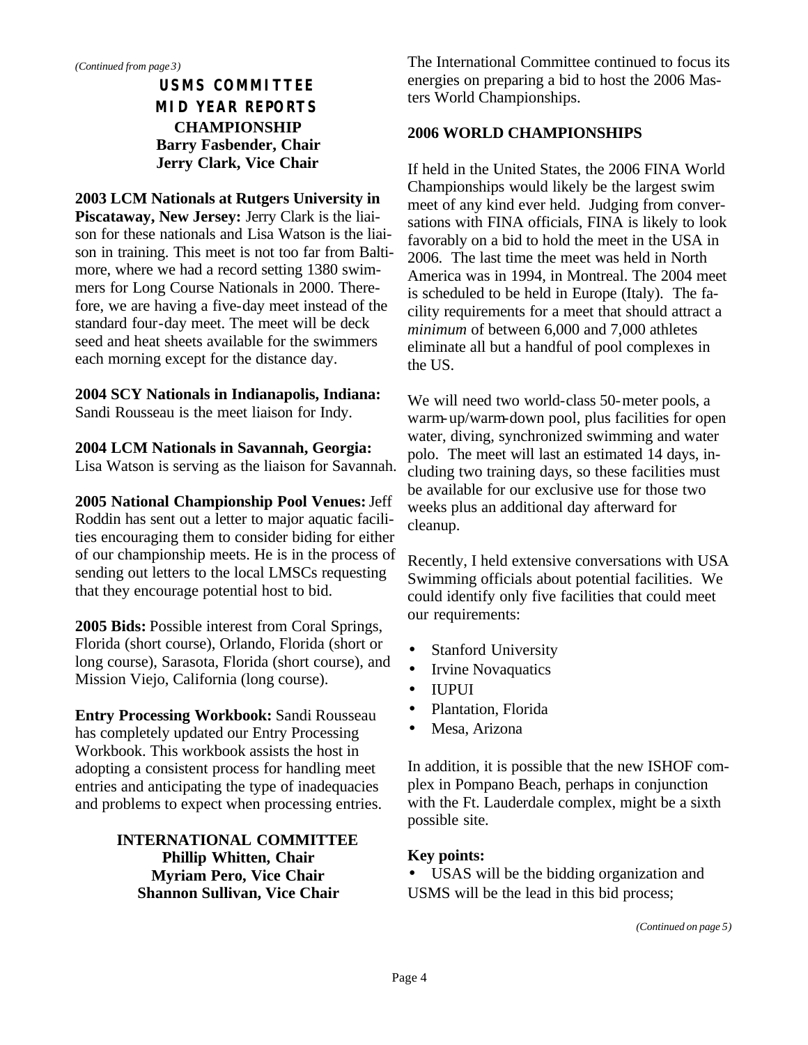*(Continued from page 3)*

## USMS COMMITTEE MID YEAR REPORTS

### CHAMPIONSHIP
**Barry Fasbender, Chair**
**Jerry Clark, Vice Chair**

**2003 LCM Nationals at Rutgers University in Piscataway, New Jersey:** Jerry Clark is the liaison for these nationals and Lisa Watson is the liaison in training. This meet is not too far from Baltimore, where we had a record setting 1380 swimmers for Long Course Nationals in 2000. Therefore, we are having a five-day meet instead of the standard four-day meet. The meet will be deck seed and heat sheets available for the swimmers each morning except for the distance day.

**2004 SCY Nationals in Indianapolis, Indiana:** Sandi Rousseau is the meet liaison for Indy.

**2004 LCM Nationals in Savannah, Georgia:** Lisa Watson is serving as the liaison for Savannah.

**2005 National Championship Pool Venues:** Jeff Roddin has sent out a letter to major aquatic facilities encouraging them to consider biding for either of our championship meets. He is in the process of sending out letters to the local LMSCs requesting that they encourage potential host to bid.

**2005 Bids:** Possible interest from Coral Springs, Florida (short course), Orlando, Florida (short or long course), Sarasota, Florida (short course), and Mission Viejo, California (long course).

**Entry Processing Workbook:** Sandi Rousseau has completely updated our Entry Processing Workbook. This workbook assists the host in adopting a consistent process for handling meet entries and anticipating the type of inadequacies and problems to expect when processing entries.

### INTERNATIONAL COMMITTEE
**Phillip Whitten, Chair**
**Myriam Pero, Vice Chair**
**Shannon Sullivan, Vice Chair**

The International Committee continued to focus its energies on preparing a bid to host the 2006 Masters World Championships.

**2006 WORLD CHAMPIONSHIPS**

If held in the United States, the 2006 FINA World Championships would likely be the largest swim meet of any kind ever held. Judging from conversations with FINA officials, FINA is likely to look favorably on a bid to hold the meet in the USA in 2006. The last time the meet was held in North America was in 1994, in Montreal. The 2004 meet is scheduled to be held in Europe (Italy). The facility requirements for a meet that should attract a *minimum* of between 6,000 and 7,000 athletes eliminate all but a handful of pool complexes in the US.

We will need two world-class 50-meter pools, a warm-up/warm-down pool, plus facilities for open water, diving, synchronized swimming and water polo. The meet will last an estimated 14 days, including two training days, so these facilities must be available for our exclusive use for those two weeks plus an additional day afterward for cleanup.

Recently, I held extensive conversations with USA Swimming officials about potential facilities. We could identify only five facilities that could meet our requirements:

- Stanford University
- Irvine Novaquatics
- IUPUI
- Plantation, Florida
- Mesa, Arizona

In addition, it is possible that the new ISHOF complex in Pompano Beach, perhaps in conjunction with the Ft. Lauderdale complex, might be a sixth possible site.

**Key points:**

- USAS will be the bidding organization and USMS will be the lead in this bid process;

*(Continued on page 5)*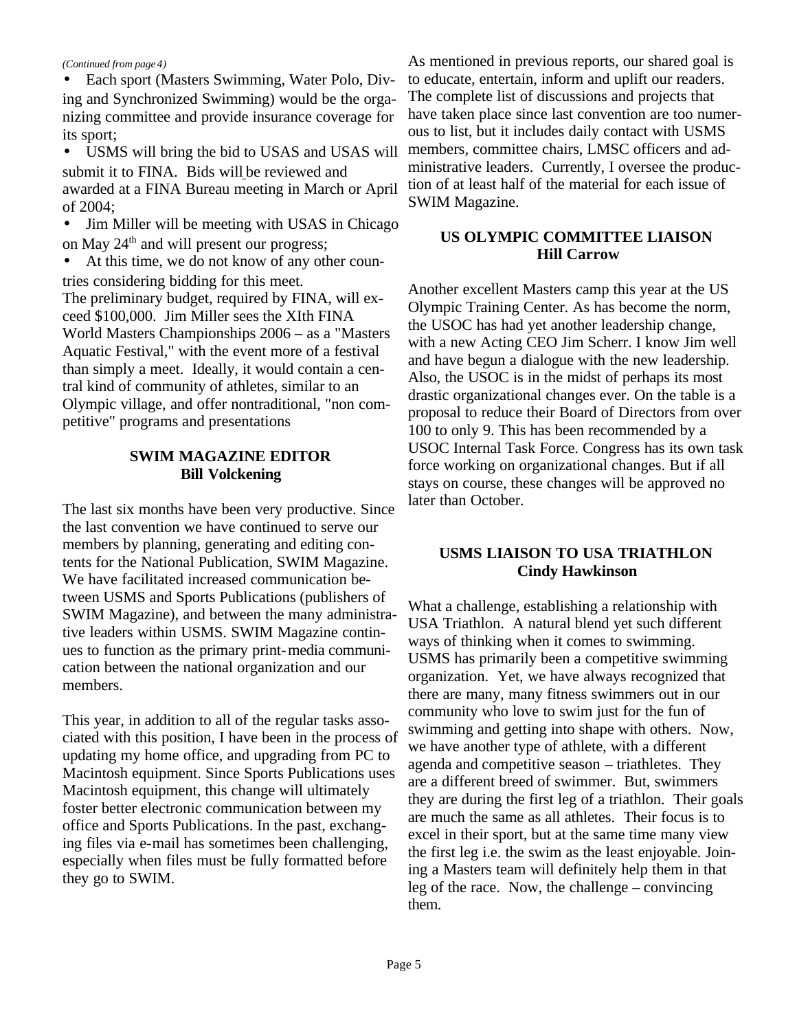*(Continued from page 4)*

- Each sport (Masters Swimming, Water Polo, Diving and Synchronized Swimming) would be the organizing committee and provide insurance coverage for its sport;
- USMS will bring the bid to USAS and USAS will submit it to FINA. Bids will be reviewed and awarded at a FINA Bureau meeting in March or April of 2004;
- Jim Miller will be meeting with USAS in Chicago on May 24th and will present our progress;
- At this time, we do not know of any other countries considering bidding for this meet.

The preliminary budget, required by FINA, will exceed $100,000. Jim Miller sees the XIth FINA World Masters Championships 2006 – as a "Masters Aquatic Festival," with the event more of a festival than simply a meet. Ideally, it would contain a central kind of community of athletes, similar to an Olympic village, and offer nontraditional, "non competitive" programs and presentations

### SWIM MAGAZINE EDITOR
### Bill Volckening

The last six months have been very productive. Since the last convention we have continued to serve our members by planning, generating and editing contents for the National Publication, SWIM Magazine. We have facilitated increased communication between USMS and Sports Publications (publishers of SWIM Magazine), and between the many administrative leaders within USMS. SWIM Magazine continues to function as the primary print-media communication between the national organization and our members.

This year, in addition to all of the regular tasks associated with this position, I have been in the process of updating my home office, and upgrading from PC to Macintosh equipment. Since Sports Publications uses Macintosh equipment, this change will ultimately foster better electronic communication between my office and Sports Publications. In the past, exchanging files via e-mail has sometimes been challenging, especially when files must be fully formatted before they go to SWIM.

As mentioned in previous reports, our shared goal is to educate, entertain, inform and uplift our readers. The complete list of discussions and projects that have taken place since last convention are too numerous to list, but it includes daily contact with USMS members, committee chairs, LMSC officers and administrative leaders. Currently, I oversee the production of at least half of the material for each issue of SWIM Magazine.

### US OLYMPIC COMMITTEE LIAISON
### Hill Carrow

Another excellent Masters camp this year at the US Olympic Training Center. As has become the norm, the USOC has had yet another leadership change, with a new Acting CEO Jim Scherr. I know Jim well and have begun a dialogue with the new leadership. Also, the USOC is in the midst of perhaps its most drastic organizational changes ever. On the table is a proposal to reduce their Board of Directors from over 100 to only 9. This has been recommended by a USOC Internal Task Force. Congress has its own task force working on organizational changes. But if all stays on course, these changes will be approved no later than October.

### USMS LIAISON TO USA TRIATHLON
### Cindy Hawkinson

What a challenge, establishing a relationship with USA Triathlon. A natural blend yet such different ways of thinking when it comes to swimming. USMS has primarily been a competitive swimming organization. Yet, we have always recognized that there are many, many fitness swimmers out in our community who love to swim just for the fun of swimming and getting into shape with others. Now, we have another type of athlete, with a different agenda and competitive season – triathletes. They are a different breed of swimmer. But, swimmers they are during the first leg of a triathlon. Their goals are much the same as all athletes. Their focus is to excel in their sport, but at the same time many view the first leg i.e. the swim as the least enjoyable. Joining a Masters team will definitely help them in that leg of the race. Now, the challenge – convincing them.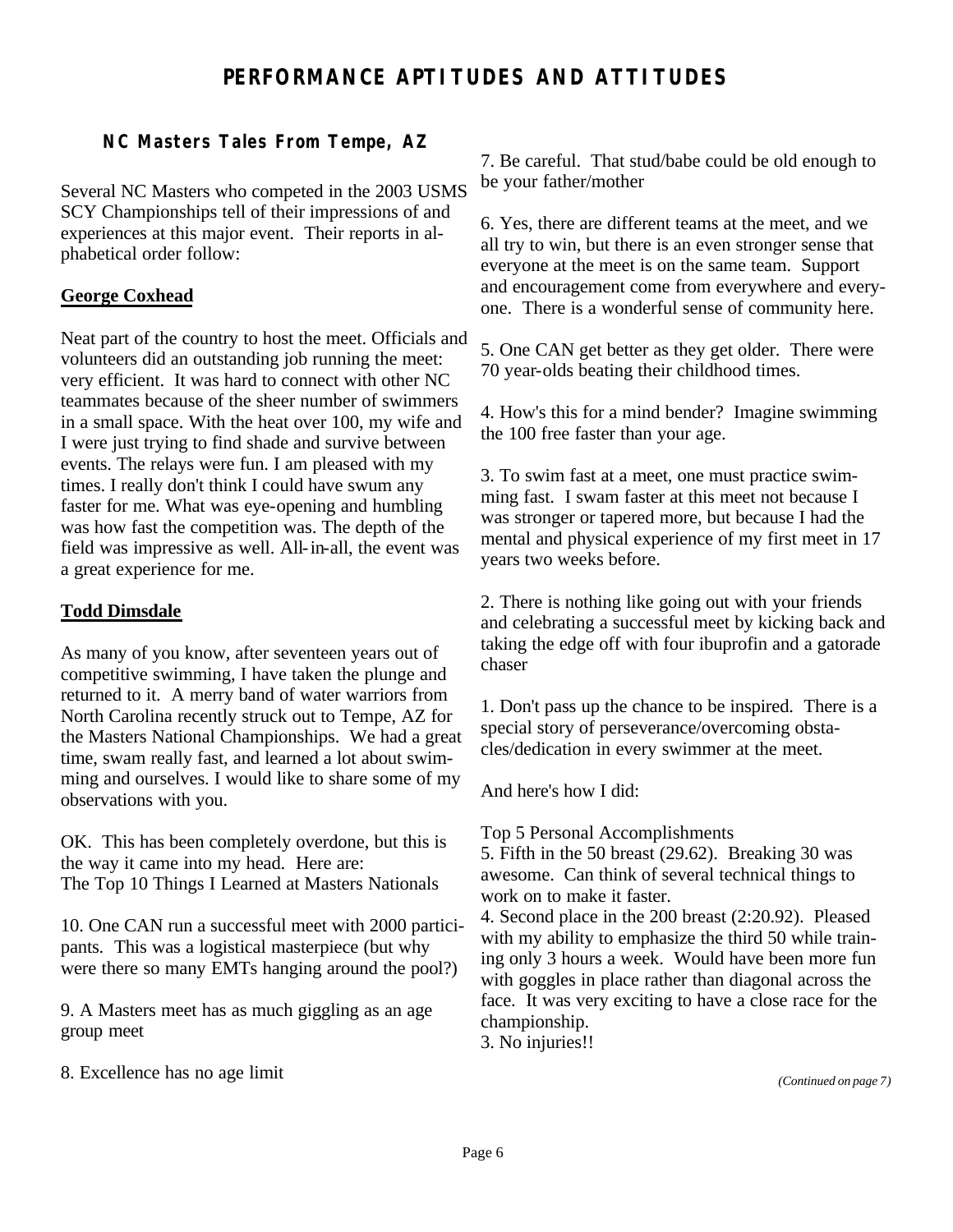# PERFORMANCE APTITUDES AND ATTITUDES

## NC Masters Tales From Tempe, AZ

Several NC Masters who competed in the 2003 USMS SCY Championships tell of their impressions of and experiences at this major event. Their reports in alphabetical order follow:

### George Coxhead

Neat part of the country to host the meet. Officials and volunteers did an outstanding job running the meet: very efficient. It was hard to connect with other NC teammates because of the sheer number of swimmers in a small space. With the heat over 100, my wife and I were just trying to find shade and survive between events. The relays were fun. I am pleased with my times. I really don't think I could have swum any faster for me. What was eye-opening and humbling was how fast the competition was. The depth of the field was impressive as well. All-in-all, the event was a great experience for me.

### Todd Dimsdale

As many of you know, after seventeen years out of competitive swimming, I have taken the plunge and returned to it. A merry band of water warriors from North Carolina recently struck out to Tempe, AZ for the Masters National Championships. We had a great time, swam really fast, and learned a lot about swimming and ourselves. I would like to share some of my observations with you.

OK. This has been completely overdone, but this is the way it came into my head. Here are:
The Top 10 Things I Learned at Masters Nationals

10. One CAN run a successful meet with 2000 participants. This was a logistical masterpiece (but why were there so many EMTs hanging around the pool?)

9. A Masters meet has as much giggling as an age group meet

8. Excellence has no age limit

7. Be careful. That stud/babe could be old enough to be your father/mother

6. Yes, there are different teams at the meet, and we all try to win, but there is an even stronger sense that everyone at the meet is on the same team. Support and encouragement come from everywhere and everyone. There is a wonderful sense of community here.

5. One CAN get better as they get older. There were 70 year-olds beating their childhood times.

4. How's this for a mind bender? Imagine swimming the 100 free faster than your age.

3. To swim fast at a meet, one must practice swimming fast. I swam faster at this meet not because I was stronger or tapered more, but because I had the mental and physical experience of my first meet in 17 years two weeks before.

2. There is nothing like going out with your friends and celebrating a successful meet by kicking back and taking the edge off with four ibuprofin and a gatorade chaser

1. Don't pass up the chance to be inspired. There is a special story of perseverance/overcoming obstacles/dedication in every swimmer at the meet.

And here's how I did:

Top 5 Personal Accomplishments
5. Fifth in the 50 breast (29.62). Breaking 30 was awesome. Can think of several technical things to work on to make it faster.
4. Second place in the 200 breast (2:20.92). Pleased with my ability to emphasize the third 50 while training only 3 hours a week. Would have been more fun with goggles in place rather than diagonal across the face. It was very exciting to have a close race for the championship.
3. No injuries!!

*(Continued on page 7)*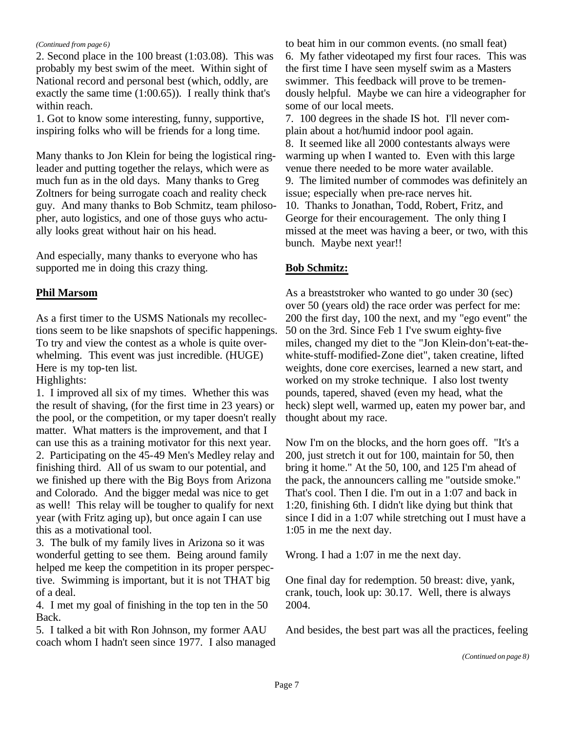*(Continued from page 6)*

2. Second place in the 100 breast (1:03.08). This was probably my best swim of the meet. Within sight of National record and personal best (which, oddly, are exactly the same time (1:00.65)). I really think that's within reach.

1. Got to know some interesting, funny, supportive, inspiring folks who will be friends for a long time.

Many thanks to Jon Klein for being the logistical ringleader and putting together the relays, which were as much fun as in the old days. Many thanks to Greg Zoltners for being surrogate coach and reality check guy. And many thanks to Bob Schmitz, team philosopher, auto logistics, and one of those guys who actually looks great without hair on his head.

And especially, many thanks to everyone who has supported me in doing this crazy thing.

## Phil Marsom

As a first timer to the USMS Nationals my recollections seem to be like snapshots of specific happenings. To try and view the contest as a whole is quite overwhelming. This event was just incredible. (HUGE) Here is my top-ten list.

Highlights:

1. I improved all six of my times. Whether this was the result of shaving, (for the first time in 23 years) or the pool, or the competition, or my taper doesn't really matter. What matters is the improvement, and that I can use this as a training motivator for this next year.
2. Participating on the 45-49 Men's Medley relay and finishing third. All of us swam to our potential, and we finished up there with the Big Boys from Arizona and Colorado. And the bigger medal was nice to get as well! This relay will be tougher to qualify for next year (with Fritz aging up), but once again I can use this as a motivational tool.
3. The bulk of my family lives in Arizona so it was wonderful getting to see them. Being around family helped me keep the competition in its proper perspective. Swimming is important, but it is not THAT big of a deal.
4. I met my goal of finishing in the top ten in the 50 Back.
5. I talked a bit with Ron Johnson, my former AAU coach whom I hadn't seen since 1977. I also managed to beat him in our common events. (no small feat)
6. My father videotaped my first four races. This was the first time I have seen myself swim as a Masters swimmer. This feedback will prove to be tremendously helpful. Maybe we can hire a videographer for some of our local meets.
7. 100 degrees in the shade IS hot. I'll never complain about a hot/humid indoor pool again.
8. It seemed like all 2000 contestants always were warming up when I wanted to. Even with this large venue there needed to be more water available.
9. The limited number of commodes was definitely an issue; especially when pre-race nerves hit.
10. Thanks to Jonathan, Todd, Robert, Fritz, and George for their encouragement. The only thing I missed at the meet was having a beer, or two, with this bunch. Maybe next year!!

## Bob Schmitz:

As a breaststroker who wanted to go under 30 (sec) over 50 (years old) the race order was perfect for me: 200 the first day, 100 the next, and my "ego event" the 50 on the 3rd. Since Feb 1 I've swum eighty-five miles, changed my diet to the "Jon Klein-don't-eat-the-white-stuff-modified-Zone diet", taken creatine, lifted weights, done core exercises, learned a new start, and worked on my stroke technique. I also lost twenty pounds, tapered, shaved (even my head, what the heck) slept well, warmed up, eaten my power bar, and thought about my race.

Now I'm on the blocks, and the horn goes off. "It's a 200, just stretch it out for 100, maintain for 50, then bring it home." At the 50, 100, and 125 I'm ahead of the pack, the announcers calling me "outside smoke." That's cool. Then I die. I'm out in a 1:07 and back in 1:20, finishing 6th. I didn't like dying but think that since I did in a 1:07 while stretching out I must have a 1:05 in me the next day.

Wrong. I had a 1:07 in me the next day.

One final day for redemption. 50 breast: dive, yank, crank, touch, look up: 30.17. Well, there is always 2004.

And besides, the best part was all the practices, feeling

*(Continued on page 8)*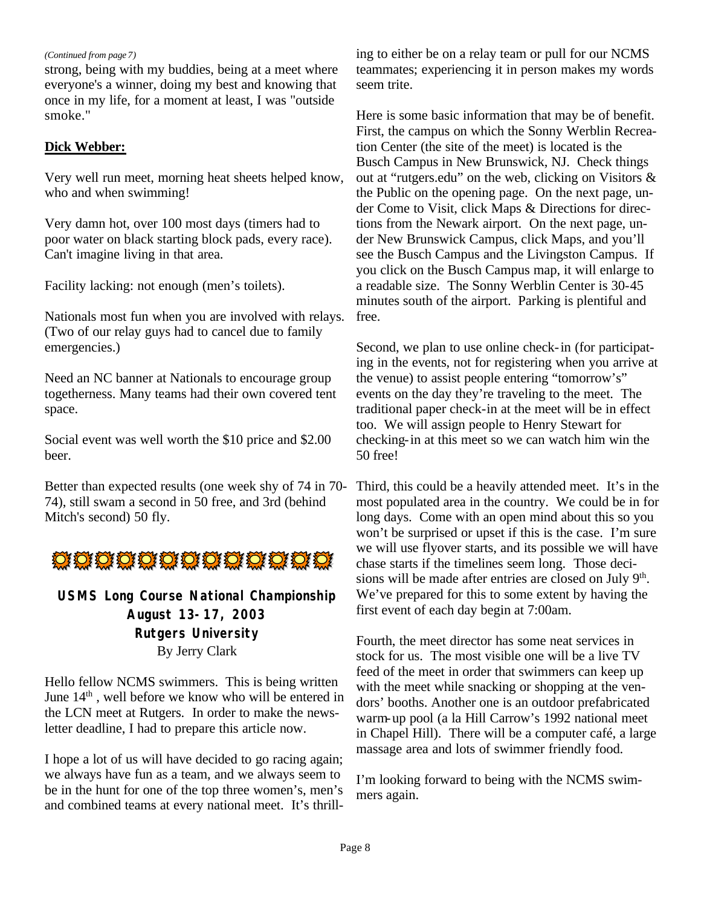*(Continued from page 7)*

strong, being with my buddies, being at a meet where everyone's a winner, doing my best and knowing that once in my life, for a moment at least, I was "outside smoke."

**Dick Webber:**

Very well run meet, morning heat sheets helped know, who and when swimming!

Very damn hot, over 100 most days (timers had to poor water on black starting block pads, every race). Can't imagine living in that area.

Facility lacking: not enough (men's toilets).

Nationals most fun when you are involved with relays. (Two of our relay guys had to cancel due to family emergencies.)

Need an NC banner at Nationals to encourage group togetherness. Many teams had their own covered tent space.

Social event was well worth the $10 price and $2.00 beer.

Better than expected results (one week shy of 74 in 70-74), still swam a second in 50 free, and 3rd (behind Mitch's second) 50 fly.

## USMS Long Course National Championship
## August 13-17, 2003
## Rutgers University

By Jerry Clark

Hello fellow NCMS swimmers. This is being written June 14th, well before we know who will be entered in the LCN meet at Rutgers. In order to make the newsletter deadline, I had to prepare this article now.

I hope a lot of us will have decided to go racing again; we always have fun as a team, and we always seem to be in the hunt for one of the top three women's, men's and combined teams at every national meet. It's thrilling to either be on a relay team or pull for our NCMS teammates; experiencing it in person makes my words seem trite.

Here is some basic information that may be of benefit. First, the campus on which the Sonny Werblin Recreation Center (the site of the meet) is located is the Busch Campus in New Brunswick, NJ. Check things out at "rutgers.edu" on the web, clicking on Visitors & the Public on the opening page. On the next page, under Come to Visit, click Maps & Directions for directions from the Newark airport. On the next page, under New Brunswick Campus, click Maps, and you'll see the Busch Campus and the Livingston Campus. If you click on the Busch Campus map, it will enlarge to a readable size. The Sonny Werblin Center is 30-45 minutes south of the airport. Parking is plentiful and free.

Second, we plan to use online check-in (for participating in the events, not for registering when you arrive at the venue) to assist people entering "tomorrow's" events on the day they're traveling to the meet. The traditional paper check-in at the meet will be in effect too. We will assign people to Henry Stewart for checking-in at this meet so we can watch him win the 50 free!

Third, this could be a heavily attended meet. It's in the most populated area in the country. We could be in for long days. Come with an open mind about this so you won't be surprised or upset if this is the case. I'm sure we will use flyover starts, and its possible we will have chase starts if the timelines seem long. Those decisions will be made after entries are closed on July 9th. We've prepared for this to some extent by having the first event of each day begin at 7:00am.

Fourth, the meet director has some neat services in stock for us. The most visible one will be a live TV feed of the meet in order that swimmers can keep up with the meet while snacking or shopping at the vendors' booths. Another one is an outdoor prefabricated warm-up pool (a la Hill Carrow's 1992 national meet in Chapel Hill). There will be a computer café, a large massage area and lots of swimmer friendly food.

I'm looking forward to being with the NCMS swimmers again.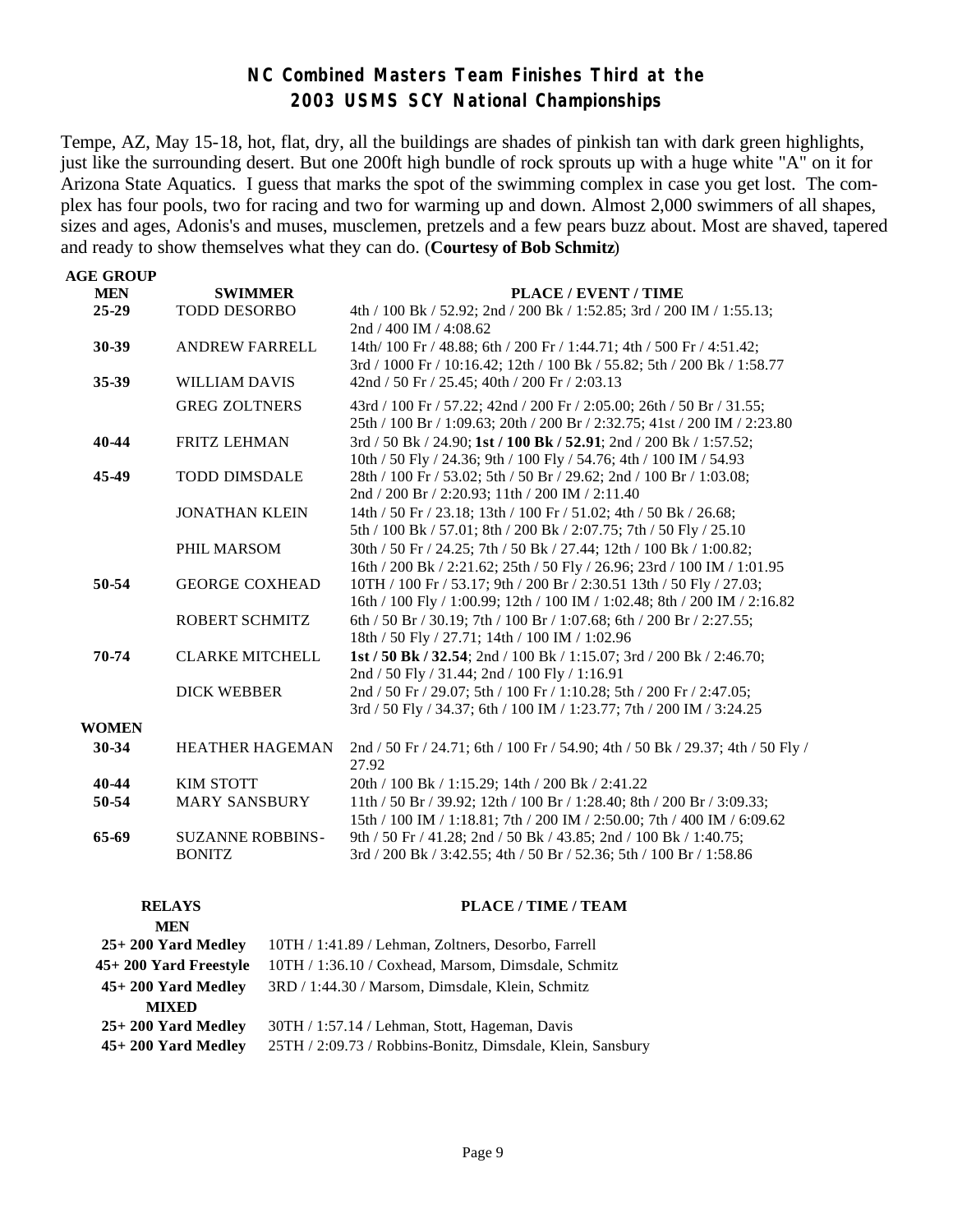## NC Combined Masters Team Finishes Third at the 2003 USMS SCY National Championships

Tempe, AZ, May 15-18, hot, flat, dry, all the buildings are shades of pinkish tan with dark green highlights, just like the surrounding desert. But one 200ft high bundle of rock sprouts up with a huge white "A" on it for Arizona State Aquatics. I guess that marks the spot of the swimming complex in case you get lost. The complex has four pools, two for racing and two for warming up and down. Almost 2,000 swimmers of all shapes, sizes and ages, Adonis's and muses, musclemen, pretzels and a few pears buzz about. Most are shaved, tapered and ready to show themselves what they can do. (**Courtesy of Bob Schmitz**)

| AGE GROUP | SWIMMER | PLACE / EVENT / TIME |
|---|---|---|
| **MEN** | | |
| **25-29** | TODD DESORBO | 4th / 100 Bk / 52.92; 2nd / 200 Bk / 1:52.85; 3rd / 200 IM / 1:55.13; 2nd / 400 IM / 4:08.62 |
| **30-39** | ANDREW FARRELL | 14th/ 100 Fr / 48.88; 6th / 200 Fr / 1:44.71; 4th / 500 Fr / 4:51.42; 3rd / 1000 Fr / 10:16.42; 12th / 100 Bk / 55.82; 5th / 200 Bk / 1:58.77 |
| **35-39** | WILLIAM DAVIS | 42nd / 50 Fr / 25.45; 40th / 200 Fr / 2:03.13 |
| | GREG ZOLTNERS | 43rd / 100 Fr / 57.22; 42nd / 200 Fr / 2:05.00; 26th / 50 Br / 31.55; 25th / 100 Br / 1:09.63; 20th / 200 Br / 2:32.75; 41st / 200 IM / 2:23.80 |
| **40-44** | FRITZ LEHMAN | 3rd / 50 Bk / 24.90; **1st / 100 Bk / 52.91**; 2nd / 200 Bk / 1:57.52; 10th / 50 Fly / 24.36; 9th / 100 Fly / 54.76; 4th / 100 IM / 54.93 |
| **45-49** | TODD DIMSDALE | 28th / 100 Fr / 53.02; 5th / 50 Br / 29.62; 2nd / 100 Br / 1:03.08; 2nd / 200 Br / 2:20.93; 11th / 200 IM / 2:11.40 |
| | JONATHAN KLEIN | 14th / 50 Fr / 23.18; 13th / 100 Fr / 51.02; 4th / 50 Bk / 26.68; 5th / 100 Bk / 57.01; 8th / 200 Bk / 2:07.75; 7th / 50 Fly / 25.10 |
| | PHIL MARSOM | 30th / 50 Fr / 24.25; 7th / 50 Bk / 27.44; 12th / 100 Bk / 1:00.82; 16th / 200 Bk / 2:21.62; 25th / 50 Fly / 26.96; 23rd / 100 IM / 1:01.95 |
| **50-54** | GEORGE COXHEAD | 10TH / 100 Fr / 53.17; 9th / 200 Br / 2:30.51 13th / 50 Fly / 27.03; 16th / 100 Fly / 1:00.99; 12th / 100 IM / 1:02.48; 8th / 200 IM / 2:16.82 |
| | ROBERT SCHMITZ | 6th / 50 Br / 30.19; 7th / 100 Br / 1:07.68; 6th / 200 Br / 2:27.55; 18th / 50 Fly / 27.71; 14th / 100 IM / 1:02.96 |
| **70-74** | CLARKE MITCHELL | **1st / 50 Bk / 32.54**; 2nd / 100 Bk / 1:15.07; 3rd / 200 Bk / 2:46.70; 2nd / 50 Fly / 31.44; 2nd / 100 Fly / 1:16.91 |
| | DICK WEBBER | 2nd / 50 Fr / 29.07; 5th / 100 Fr / 1:10.28; 5th / 200 Fr / 2:47.05; 3rd / 50 Fly / 34.37; 6th / 100 IM / 1:23.77; 7th / 200 IM / 3:24.25 |
| **WOMEN** | | |
| **30-34** | HEATHER HAGEMAN | 2nd / 50 Fr / 24.71; 6th / 100 Fr / 54.90; 4th / 50 Bk / 29.37; 4th / 50 Fly / 27.92 |
| **40-44** | KIM STOTT | 20th / 100 Bk / 1:15.29; 14th / 200 Bk / 2:41.22 |
| **50-54** | MARY SANSBURY | 11th / 50 Br / 39.92; 12th / 100 Br / 1:28.40; 8th / 200 Br / 3:09.33; 15th / 100 IM / 1:18.81; 7th / 200 IM / 2:50.00; 7th / 400 IM / 6:09.62 |
| **65-69** | SUZANNE ROBBINS-BONITZ | 9th / 50 Fr / 41.28; 2nd / 50 Bk / 43.85; 2nd / 100 Bk / 1:40.75; 3rd / 200 Bk / 3:42.55; 4th / 50 Br / 52.36; 5th / 100 Br / 1:58.86 |

| RELAYS | PLACE / TIME / TEAM |
|---|---|
| **MEN** | |
| **25+ 200 Yard Medley** | 10TH / 1:41.89 / Lehman, Zoltners, Desorbo, Farrell |
| **45+ 200 Yard Freestyle** | 10TH / 1:36.10 / Coxhead, Marsom, Dimsdale, Schmitz |
| **45+ 200 Yard Medley** | 3RD / 1:44.30 / Marsom, Dimsdale, Klein, Schmitz |
| **MIXED** | |
| **25+ 200 Yard Medley** | 30TH / 1:57.14 / Lehman, Stott, Hageman, Davis |
| **45+ 200 Yard Medley** | 25TH / 2:09.73 / Robbins-Bonitz, Dimsdale, Klein, Sansbury |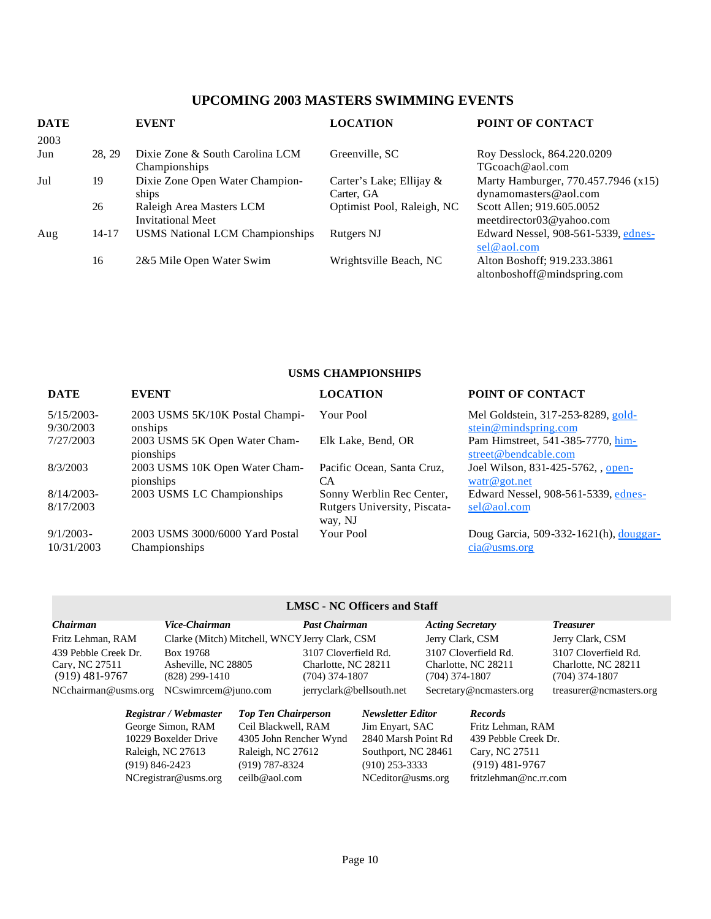## UPCOMING 2003 MASTERS SWIMMING EVENTS

| DATE | | EVENT | LOCATION | POINT OF CONTACT |
|---|---|---|---|---|
| 2003 | | | | |
| Jun | 28, 29 | Dixie Zone & South Carolina LCM Championships | Greenville, SC | Roy Desslock, 864.220.0209 TGcoach@aol.com |
| Jul | 19 | Dixie Zone Open Water Championships | Carter's Lake; Ellijay & Carter, GA | Marty Hamburger, 770.457.7946 (x15) dynamomasters@aol.com |
| | 26 | Raleigh Area Masters LCM Invitational Meet | Optimist Pool, Raleigh, NC | Scott Allen; 919.605.0052 meetdirector03@yahoo.com |
| Aug | 14-17 | USMS National LCM Championships | Rutgers NJ | Edward Nessel, 908-561-5339, ednessel@aol.com |
| | 16 | 2&5 Mile Open Water Swim | Wrightsville Beach, NC | Alton Boshoff; 919.233.3861 altonboshoff@mindspring.com |

## USMS CHAMPIONSHIPS

| DATE | EVENT | LOCATION | POINT OF CONTACT |
|---|---|---|---|
| 5/15/2003-9/30/2003 | 2003 USMS 5K/10K Postal Championships | Your Pool | Mel Goldstein, 317-253-8289, goldstein@mindspring.com |
| 7/27/2003 | 2003 USMS 5K Open Water Championships | Elk Lake, Bend, OR | Pam Himstreet, 541-385-7770, himstreet@bendcable.com |
| 8/3/2003 | 2003 USMS 10K Open Water Championships | Pacific Ocean, Santa Cruz, CA | Joel Wilson, 831-425-5762, , openwatr@got.net |
| 8/14/2003-8/17/2003 | 2003 USMS LC Championships | Sonny Werblin Rec Center, Rutgers University, Piscataway, NJ | Edward Nessel, 908-561-5339, ednessel@aol.com |
| 9/1/2003-10/31/2003 | 2003 USMS 3000/6000 Yard Postal Championships | Your Pool | Doug Garcia, 509-332-1621(h), douggarcia@usms.org |

## LMSC - NC Officers and Staff

| *Chairman* | *Vice-Chairman* | *Past Chairman* | *Acting Secretary* | *Treasurer* |
|---|---|---|---|---|
| Fritz Lehman, RAM | Clarke (Mitch) Mitchell, WNCY | Jerry Clark, CSM | Jerry Clark, CSM | Jerry Clark, CSM |
| 439 Pebble Creek Dr. | Box 19768 | 3107 Cloverfield Rd. | 3107 Cloverfield Rd. | 3107 Cloverfield Rd. |
| Cary, NC 27511 | Asheville, NC 28805 | Charlotte, NC 28211 | Charlotte, NC 28211 | Charlotte, NC 28211 |
| (919) 481-9767 | (828) 299-1410 | (704) 374-1807 | (704) 374-1807 | (704) 374-1807 |
| NCchairman@usms.org | NCswimrcem@juno.com | jerryclark@bellsouth.net | Secretary@ncmasters.org | treasurer@ncmasters.org |

| *Registrar / Webmaster* | *Top Ten Chairperson* | *Newsletter Editor* | *Records* |
|---|---|---|---|
| George Simon, RAM | Ceil Blackwell, RAM | Jim Enyart, SAC | Fritz Lehman, RAM |
| 10229 Boxelder Drive | 4305 John Rencher Wynd | 2840 Marsh Point Rd | 439 Pebble Creek Dr. |
| Raleigh, NC 27613 | Raleigh, NC 27612 | Southport, NC 28461 | Cary, NC 27511 |
| (919) 846-2423 | (919) 787-8324 | (910) 253-3333 | (919) 481-9767 |
| NCregistrar@usms.org | ceilb@aol.com | NCeditor@usms.org | fritzlehman@nc.rr.com |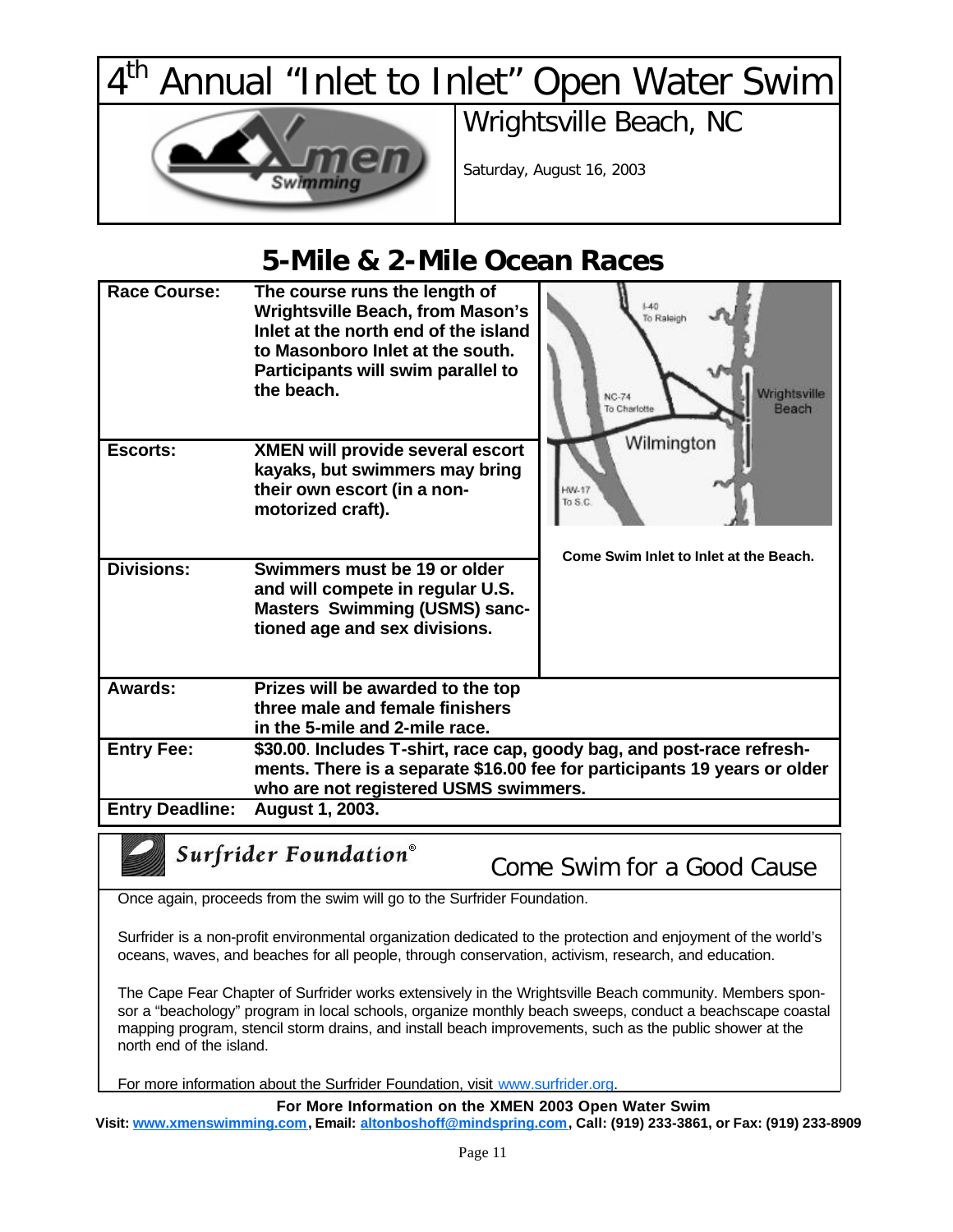# 4th Annual "Inlet to Inlet" Open Water Swim

## Wrightsville Beach, NC

Saturday, August 16, 2003

## 5-Mile & 2-Mile Ocean Races

| | |
|---|---|
| **Race Course:** | **The course runs the length of Wrightsville Beach, from Mason's Inlet at the north end of the island to Masonboro Inlet at the south. Participants will swim parallel to the beach.** |
| **Escorts:** | **XMEN will provide several escort kayaks, but swimmers may bring their own escort (in a non-motorized craft).** |
| **Divisions:** | **Swimmers must be 19 or older and will compete in regular U.S. Masters Swimming (USMS) sanctioned age and sex divisions.** |
| **Awards:** | **Prizes will be awarded to the top three male and female finishers in the 5-mile and 2-mile race.** |
| **Entry Fee:** | **$30.00. Includes T-shirt, race cap, goody bag, and post-race refreshments. There is a separate $16.00 fee for participants 19 years or older who are not registered USMS swimmers.** |
| **Entry Deadline:** | **August 1, 2003.** |

**Come Swim Inlet to Inlet at the Beach.**

## Surfrider Foundation®

### Come Swim for a Good Cause

Once again, proceeds from the swim will go to the Surfrider Foundation.

Surfrider is a non-profit environmental organization dedicated to the protection and enjoyment of the world's oceans, waves, and beaches for all people, through conservation, activism, research, and education.

The Cape Fear Chapter of Surfrider works extensively in the Wrightsville Beach community. Members sponsor a "beachology" program in local schools, organize monthly beach sweeps, conduct a beachscape coastal mapping program, stencil storm drains, and install beach improvements, such as the public shower at the north end of the island.

For more information about the Surfrider Foundation, visit www.surfrider.org.

**For More Information on the XMEN 2003 Open Water Swim**

**Visit: www.xmenswimming.com, Email: altonboshoff@mindspring.com, Call: (919) 233-3861, or Fax: (919) 233-8909**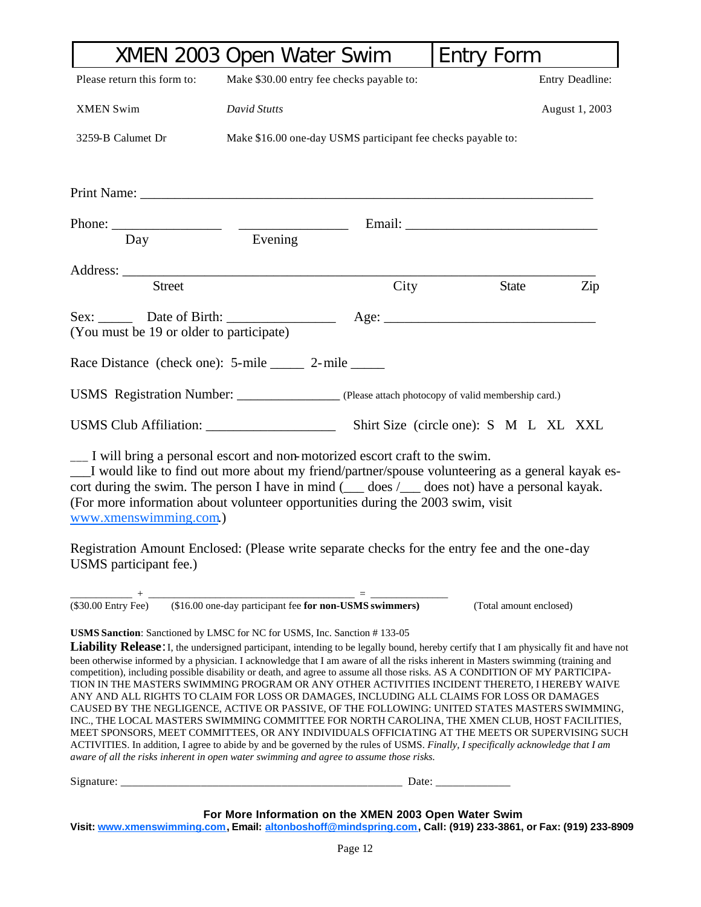# XMEN 2003 Open Water Swim | Entry Form

| Please return this form to: | Make $30.00 entry fee checks payable to: | Entry Deadline: |
|---|---|---|
| XMEN Swim | *David Stutts* | August 1, 2003 |
| 3259-B Calumet Dr | Make $16.00 one-day USMS participant fee checks payable to: | |

Print Name: ______________________________________________________________

Phone: ________________ ________________ Email: ____________________________
Day Evening

Address: ______________________________________________________________
Street City State Zip

Sex: _____ Date of Birth: ________________ Age: ______________________________
(You must be 19 or older to participate)

Race Distance (check one): 5-mile _____ 2-mile _____

USMS Registration Number: _______________ (Please attach photocopy of valid membership card.)

USMS Club Affiliation: ___________________ Shirt Size (circle one): S M L XL XXL

___ I will bring a personal escort and non-motorized escort craft to the swim.
___I would like to find out more about my friend/partner/spouse volunteering as a general kayak escort during the swim. The person I have in mind (___ does /___ does not) have a personal kayak. (For more information about volunteer opportunities during the 2003 swim, visit www.xmenswimming.com.)

Registration Amount Enclosed: (Please write separate checks for the entry fee and the one-day USMS participant fee.)

__________ + ___________________________________ = _____________
($30.00 Entry Fee) ($16.00 one-day participant fee **for non-USMS swimmers)** (Total amount enclosed)

**USMS Sanction**: Sanctioned by LMSC for NC for USMS, Inc. Sanction # 133-05

**Liability Release**: I, the undersigned participant, intending to be legally bound, hereby certify that I am physically fit and have not been otherwise informed by a physician. I acknowledge that I am aware of all the risks inherent in Masters swimming (training and competition), including possible disability or death, and agree to assume all those risks. AS A CONDITION OF MY PARTICIPATION IN THE MASTERS SWIMMING PROGRAM OR ANY OTHER ACTIVITIES INCIDENT THERETO, I HEREBY WAIVE ANY AND ALL RIGHTS TO CLAIM FOR LOSS OR DAMAGES, INCLUDING ALL CLAIMS FOR LOSS OR DAMAGES CAUSED BY THE NEGLIGENCE, ACTIVE OR PASSIVE, OF THE FOLLOWING: UNITED STATES MASTERS SWIMMING, INC., THE LOCAL MASTERS SWIMMING COMMITTEE FOR NORTH CAROLINA, THE XMEN CLUB, HOST FACILITIES, MEET SPONSORS, MEET COMMITTEES, OR ANY INDIVIDUALS OFFICIATING AT THE MEETS OR SUPERVISING SUCH ACTIVITIES. In addition, I agree to abide by and be governed by the rules of USMS. *Finally, I specifically acknowledge that I am aware of all the risks inherent in open water swimming and agree to assume those risks.*

Signature: _________________________________________________ Date: _____________

**For More Information on the XMEN 2003 Open Water Swim**
**Visit: www.xmenswimming.com, Email: altonboshoff@mindspring.com, Call: (919) 233-3861, or Fax: (919) 233-8909**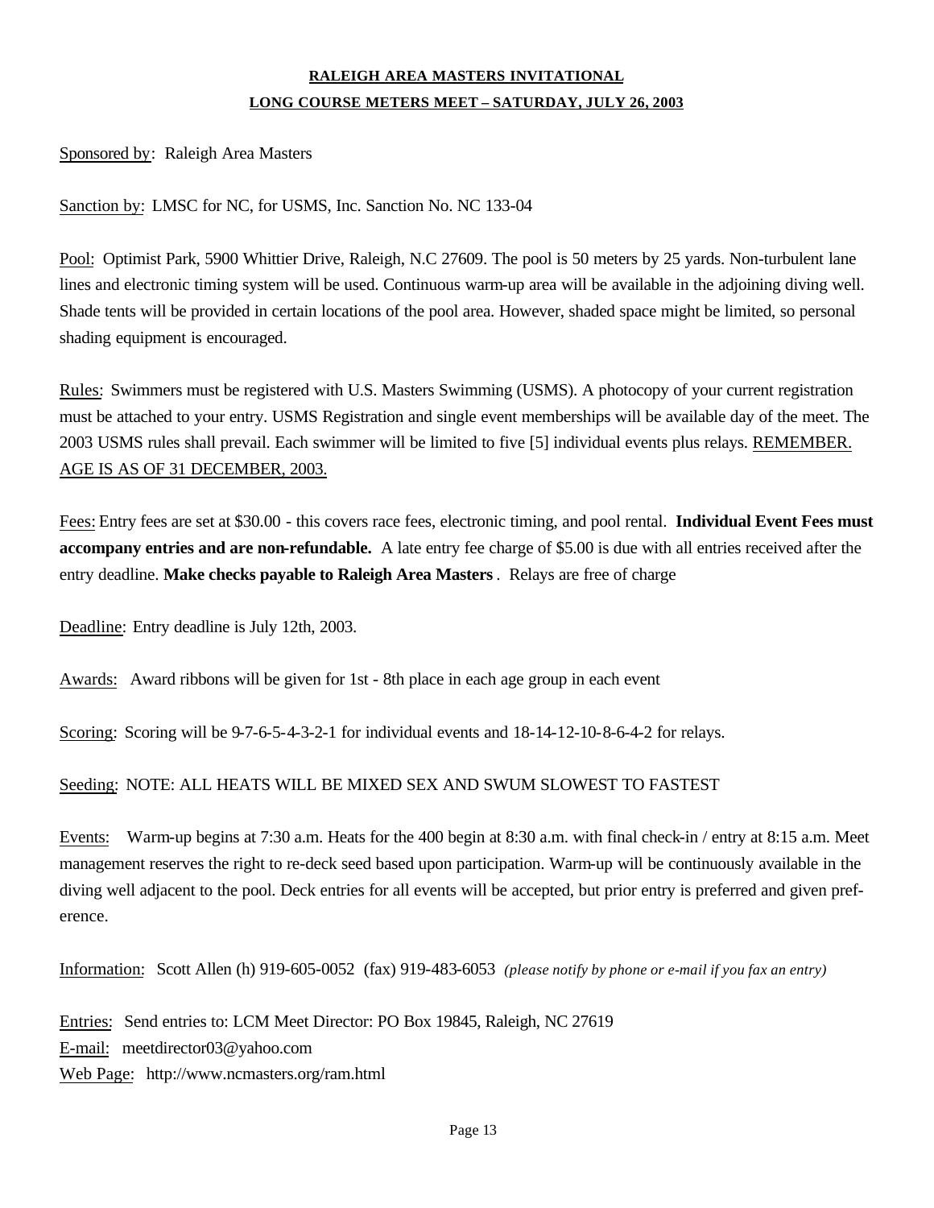## RALEIGH AREA MASTERS INVITATIONAL

## LONG COURSE METERS MEET – SATURDAY, JULY 26, 2003

Sponsored by: Raleigh Area Masters

Sanction by: LMSC for NC, for USMS, Inc. Sanction No. NC 133-04

Pool: Optimist Park, 5900 Whittier Drive, Raleigh, N.C 27609. The pool is 50 meters by 25 yards. Non-turbulent lane lines and electronic timing system will be used. Continuous warm-up area will be available in the adjoining diving well. Shade tents will be provided in certain locations of the pool area. However, shaded space might be limited, so personal shading equipment is encouraged.

Rules: Swimmers must be registered with U.S. Masters Swimming (USMS). A photocopy of your current registration must be attached to your entry. USMS Registration and single event memberships will be available day of the meet. The 2003 USMS rules shall prevail. Each swimmer will be limited to five [5] individual events plus relays. REMEMBER. AGE IS AS OF 31 DECEMBER, 2003.

Fees: Entry fees are set at $30.00 - this covers race fees, electronic timing, and pool rental. **Individual Event Fees must accompany entries and are non-refundable.** A late entry fee charge of $5.00 is due with all entries received after the entry deadline. **Make checks payable to Raleigh Area Masters**. Relays are free of charge

Deadline: Entry deadline is July 12th, 2003.

Awards: Award ribbons will be given for 1st - 8th place in each age group in each event

Scoring: Scoring will be 9-7-6-5-4-3-2-1 for individual events and 18-14-12-10-8-6-4-2 for relays.

Seeding: NOTE: ALL HEATS WILL BE MIXED SEX AND SWUM SLOWEST TO FASTEST

Events: Warm-up begins at 7:30 a.m. Heats for the 400 begin at 8:30 a.m. with final check-in / entry at 8:15 a.m. Meet management reserves the right to re-deck seed based upon participation. Warm-up will be continuously available in the diving well adjacent to the pool. Deck entries for all events will be accepted, but prior entry is preferred and given preference.

Information: Scott Allen (h) 919-605-0052 (fax) 919-483-6053 *(please notify by phone or e-mail if you fax an entry)*

Entries: Send entries to: LCM Meet Director: PO Box 19845, Raleigh, NC 27619

E-mail: meetdirector03@yahoo.com

Web Page: http://www.ncmasters.org/ram.html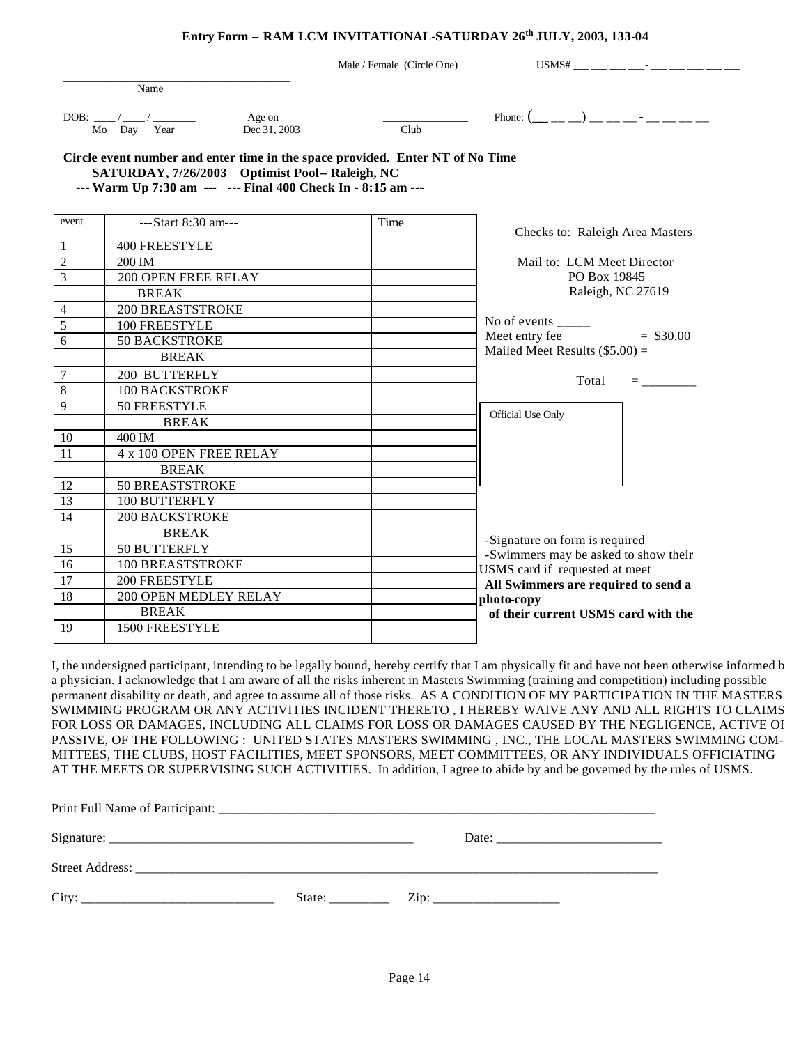# Entry Form – RAM LCM INVITATIONAL-SATURDAY 26th JULY, 2003, 133-04

Male / Female (Circle One) USMS# ___ ___ ___ ___- ___ ___ ___ ___ ___

________________________________________
Name

DOB: ____ / ____ / ________ Age on Dec 31, 2003 ________ _______________ Club Phone: (__ __ __) __ __ __ - __ __ __ __
Mo Day Year

**Circle event number and enter time in the space provided. Enter NT of No Time**
**SATURDAY, 7/26/2003 Optimist Pool – Raleigh, NC**
**--- Warm Up 7:30 am --- --- Final 400 Check In - 8:15 am ---**

| event | ---Start 8:30 am--- | Time |
|---|---|---|
| 1 | 400 FREESTYLE | |
| 2 | 200 IM | |
| 3 | 200 OPEN FREE RELAY | |
| | BREAK | |
| 4 | 200 BREASTSTROKE | |
| 5 | 100 FREESTYLE | |
| 6 | 50 BACKSTROKE | |
| | BREAK | |
| 7 | 200 BUTTERFLY | |
| 8 | 100 BACKSTROKE | |
| 9 | 50 FREESTYLE | |
| | BREAK | |
| 10 | 400 IM | |
| 11 | 4 x 100 OPEN FREE RELAY | |
| | BREAK | |
| 12 | 50 BREASTSTROKE | |
| 13 | 100 BUTTERFLY | |
| 14 | 200 BACKSTROKE | |
| | BREAK | |
| 15 | 50 BUTTERFLY | |
| 16 | 100 BREASTSTROKE | |
| 17 | 200 FREESTYLE | |
| 18 | 200 OPEN MEDLEY RELAY | |
| | BREAK | |
| 19 | 1500 FREESTYLE | |

Checks to: Raleigh Area Masters

Mail to: LCM Meet Director
PO Box 19845
Raleigh, NC 27619

No of events _____
Meet entry fee = $30.00
Mailed Meet Results ($5.00) =

Total = ________

Official Use Only

-Signature on form is required
-Swimmers may be asked to show their USMS card if requested at meet
**All Swimmers are required to send a photo-copy of their current USMS card with the**

I, the undersigned participant, intending to be legally bound, hereby certify that I am physically fit and have not been otherwise informed b a physician. I acknowledge that I am aware of all the risks inherent in Masters Swimming (training and competition) including possible permanent disability or death, and agree to assume all of those risks. AS A CONDITION OF MY PARTICIPATION IN THE MASTERS SWIMMING PROGRAM OR ANY ACTIVITIES INCIDENT THERETO , I HEREBY WAIVE ANY AND ALL RIGHTS TO CLAIMS FOR LOSS OR DAMAGES, INCLUDING ALL CLAIMS FOR LOSS OR DAMAGES CAUSED BY THE NEGLIGENCE, ACTIVE OI PASSIVE, OF THE FOLLOWING : UNITED STATES MASTERS SWIMMING , INC., THE LOCAL MASTERS SWIMMING COM-MITTEES, THE CLUBS, HOST FACILITIES, MEET SPONSORS, MEET COMMITTEES, OR ANY INDIVIDUALS OFFICIATING AT THE MEETS OR SUPERVISING SUCH ACTIVITIES. In addition, I agree to abide by and be governed by the rules of USMS.

Print Full Name of Participant: ______________________________________________________________________

Signature: _______________________________________________ Date: _________________________

Street Address: ________________________________________________________________________________

City: _____________________________ State: _________ Zip: ___________________